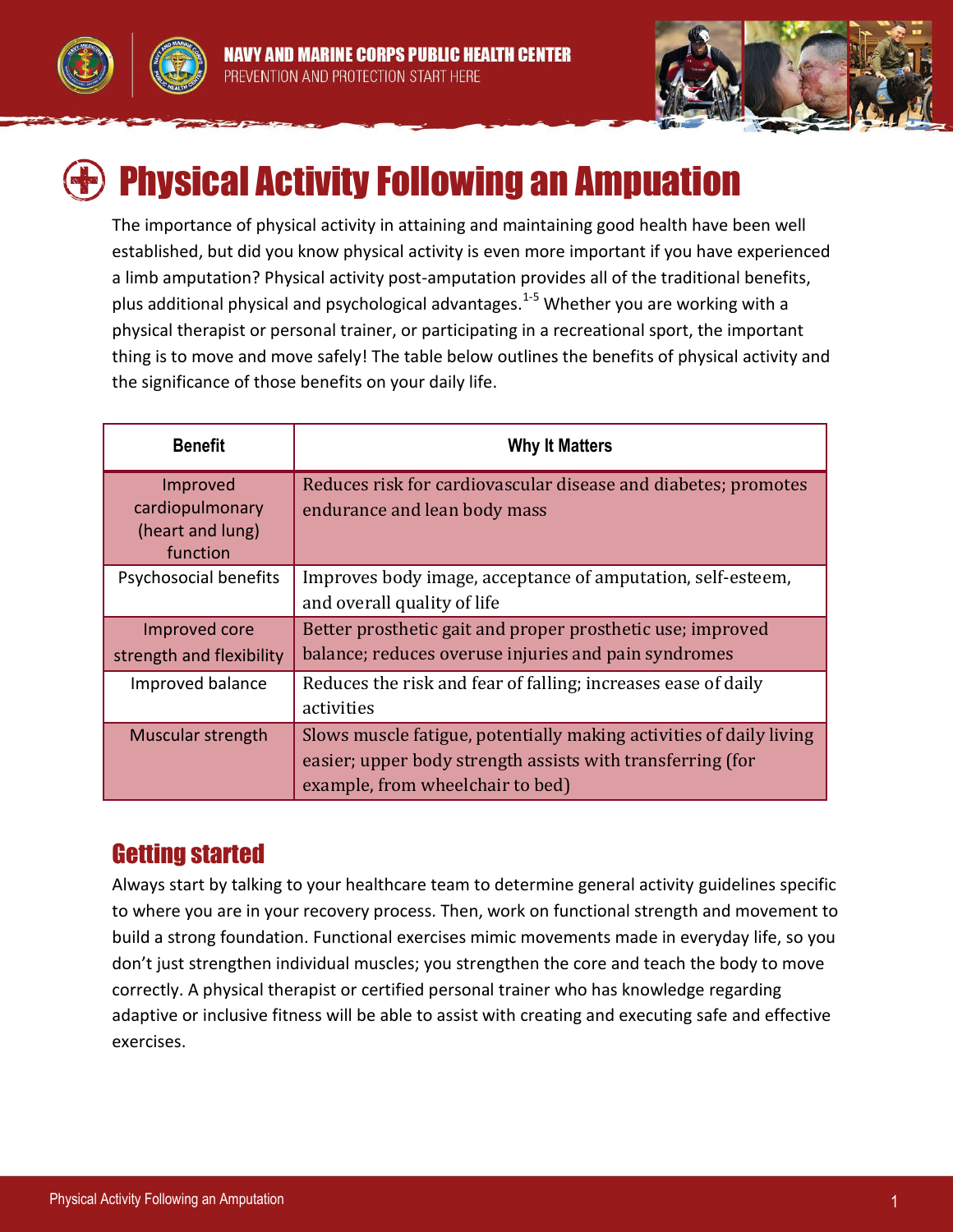NAVY AND MARINE CORPS PUBLIC HEALTH CENTER
PREVENTION AND PROTECTION START HERE

# Physical Activity Following an Amputation

The importance of physical activity in attaining and maintaining good health have been well established, but did you know physical activity is even more important if you have experienced a limb amputation? Physical activity post-amputation provides all of the traditional benefits, plus additional physical and psychological advantages.[1-5] Whether you are working with a physical therapist or personal trainer, or participating in a recreational sport, the important thing is to move and move safely! The table below outlines the benefits of physical activity and the significance of those benefits on your daily life.

| Benefit | Why It Matters |
|---|---|
| Improved cardiopulmonary (heart and lung) function | Reduces risk for cardiovascular disease and diabetes; promotes endurance and lean body mass |
| Psychosocial benefits | Improves body image, acceptance of amputation, self-esteem, and overall quality of life |
| Improved core strength and flexibility | Better prosthetic gait and proper prosthetic use; improved balance; reduces overuse injuries and pain syndromes |
| Improved balance | Reduces the risk and fear of falling; increases ease of daily activities |
| Muscular strength | Slows muscle fatigue, potentially making activities of daily living easier; upper body strength assists with transferring (for example, from wheelchair to bed) |

## Getting started

Always start by talking to your healthcare team to determine general activity guidelines specific to where you are in your recovery process. Then, work on functional strength and movement to build a strong foundation. Functional exercises mimic movements made in everyday life, so you don't just strengthen individual muscles; you strengthen the core and teach the body to move correctly. A physical therapist or certified personal trainer who has knowledge regarding adaptive or inclusive fitness will be able to assist with creating and executing safe and effective exercises.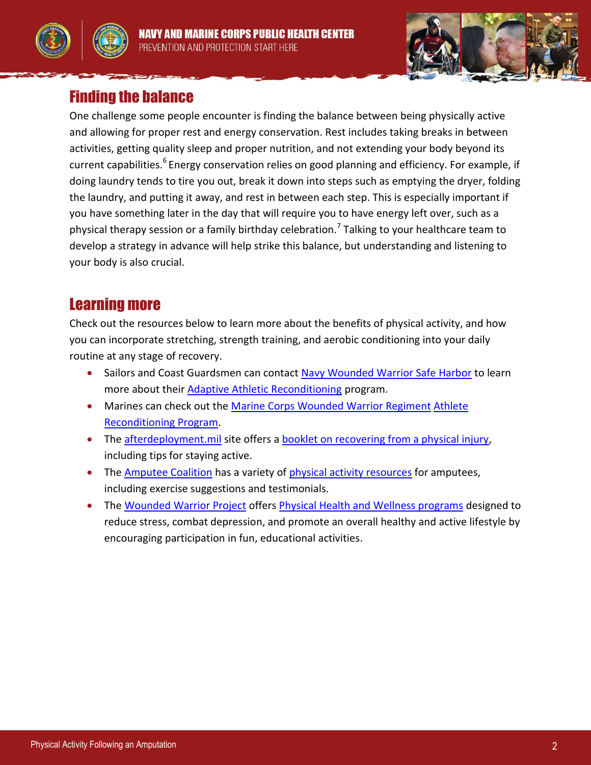## Finding the balance

One challenge some people encounter is finding the balance between being physically active and allowing for proper rest and energy conservation. Rest includes taking breaks in between activities, getting quality sleep and proper nutrition, and not extending your body beyond its current capabilities.[6] Energy conservation relies on good planning and efficiency. For example, if doing laundry tends to tire you out, break it down into steps such as emptying the dryer, folding the laundry, and putting it away, and rest in between each step. This is especially important if you have something later in the day that will require you to have energy left over, such as a physical therapy session or a family birthday celebration.[7] Talking to your healthcare team to develop a strategy in advance will help strike this balance, but understanding and listening to your body is also crucial.

## Learning more

Check out the resources below to learn more about the benefits of physical activity, and how you can incorporate stretching, strength training, and aerobic conditioning into your daily routine at any stage of recovery.

- Sailors and Coast Guardsmen can contact Navy Wounded Warrior Safe Harbor to learn more about their Adaptive Athletic Reconditioning program.
- Marines can check out the Marine Corps Wounded Warrior Regiment Athlete Reconditioning Program.
- The afterdeployment.mil site offers a booklet on recovering from a physical injury, including tips for staying active.
- The Amputee Coalition has a variety of physical activity resources for amputees, including exercise suggestions and testimonials.
- The Wounded Warrior Project offers Physical Health and Wellness programs designed to reduce stress, combat depression, and promote an overall healthy and active lifestyle by encouraging participation in fun, educational activities.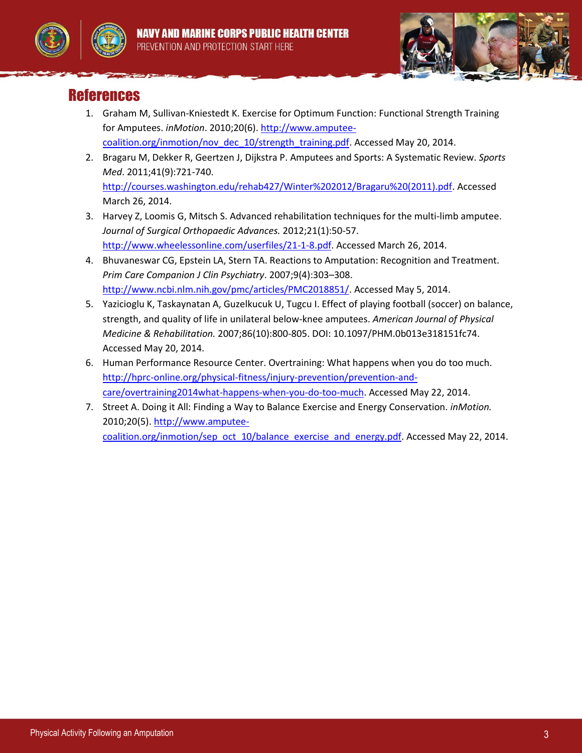# References

1. Graham M, Sullivan-Kniestedt K. Exercise for Optimum Function: Functional Strength Training for Amputees. *inMotion*. 2010;20(6). http://www.amputee-coalition.org/inmotion/nov_dec_10/strength_training.pdf. Accessed May 20, 2014.
2. Bragaru M, Dekker R, Geertzen J, Dijkstra P. Amputees and Sports: A Systematic Review. *Sports Med*. 2011;41(9):721-740. http://courses.washington.edu/rehab427/Winter%202012/Bragaru%20(2011).pdf. Accessed March 26, 2014.
3. Harvey Z, Loomis G, Mitsch S. Advanced rehabilitation techniques for the multi-limb amputee. *Journal of Surgical Orthopaedic Advances.* 2012;21(1):50-57. http://www.wheelessonline.com/userfiles/21-1-8.pdf. Accessed March 26, 2014.
4. Bhuvaneswar CG, Epstein LA, Stern TA. Reactions to Amputation: Recognition and Treatment. *Prim Care Companion J Clin Psychiatry*. 2007;9(4):303–308. http://www.ncbi.nlm.nih.gov/pmc/articles/PMC2018851/. Accessed May 5, 2014.
5. Yazicioglu K, Taskaynatan A, Guzelkucuk U, Tugcu I. Effect of playing football (soccer) on balance, strength, and quality of life in unilateral below-knee amputees. *American Journal of Physical Medicine & Rehabilitation.* 2007;86(10):800-805. DOI: 10.1097/PHM.0b013e318151fc74. Accessed May 20, 2014.
6. Human Performance Resource Center. Overtraining: What happens when you do too much. http://hprc-online.org/physical-fitness/injury-prevention/prevention-and-care/overtraining2014what-happens-when-you-do-too-much. Accessed May 22, 2014.
7. Street A. Doing it All: Finding a Way to Balance Exercise and Energy Conservation. *inMotion.* 2010;20(5). http://www.amputee-coalition.org/inmotion/sep_oct_10/balance_exercise_and_energy.pdf. Accessed May 22, 2014.